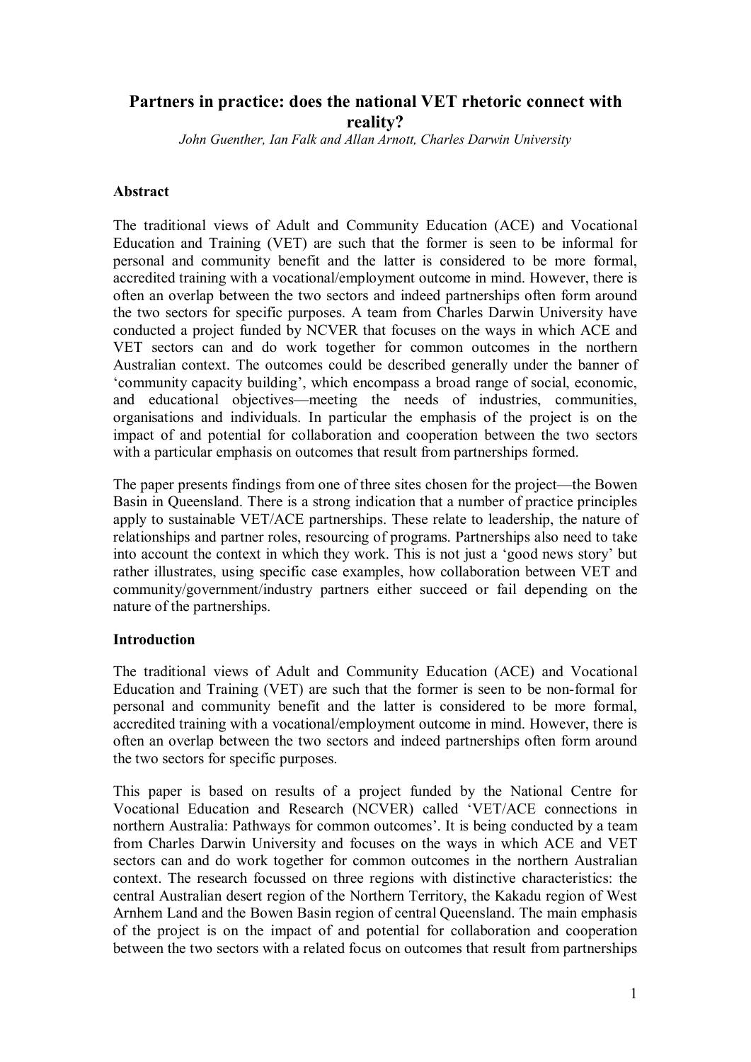# Partners in practice: does the national VET rhetoric connect with reality?

*John Guenther, Ian Falk and Allan Arnott, Charles Darwin University*

## Abstract

The traditional views of Adult and Community Education (ACE) and Vocational Education and Training (VET) are such that the former is seen to be informal for personal and community benefit and the latter is considered to be more formal, accredited training with a vocational/employment outcome in mind. However, there is often an overlap between the two sectors and indeed partnerships often form around the two sectors for specific purposes. A team from Charles Darwin University have conducted a project funded by NCVER that focuses on the ways in which ACE and VET sectors can and do work together for common outcomes in the northern Australian context. The outcomes could be described generally under the banner of 'community capacity building', which encompass a broad range of social, economic, and educational objectives—meeting the needs of industries, communities, organisations and individuals. In particular the emphasis of the project is on the impact of and potential for collaboration and cooperation between the two sectors with a particular emphasis on outcomes that result from partnerships formed.

The paper presents findings from one of three sites chosen for the project—the Bowen Basin in Queensland. There is a strong indication that a number of practice principles apply to sustainable VET/ACE partnerships. These relate to leadership, the nature of relationships and partner roles, resourcing of programs. Partnerships also need to take into account the context in which they work. This is not just a 'good news story' but rather illustrates, using specific case examples, how collaboration between VET and community/government/industry partners either succeed or fail depending on the nature of the partnerships.

## Introduction

The traditional views of Adult and Community Education (ACE) and Vocational Education and Training (VET) are such that the former is seen to be non-formal for personal and community benefit and the latter is considered to be more formal, accredited training with a vocational/employment outcome in mind. However, there is often an overlap between the two sectors and indeed partnerships often form around the two sectors for specific purposes.

This paper is based on results of a project funded by the National Centre for Vocational Education and Research (NCVER) called 'VET/ACE connections in northern Australia: Pathways for common outcomes'. It is being conducted by a team from Charles Darwin University and focuses on the ways in which ACE and VET sectors can and do work together for common outcomes in the northern Australian context. The research focussed on three regions with distinctive characteristics: the central Australian desert region of the Northern Territory, the Kakadu region of West Arnhem Land and the Bowen Basin region of central Queensland. The main emphasis of the project is on the impact of and potential for collaboration and cooperation between the two sectors with a related focus on outcomes that result from partnerships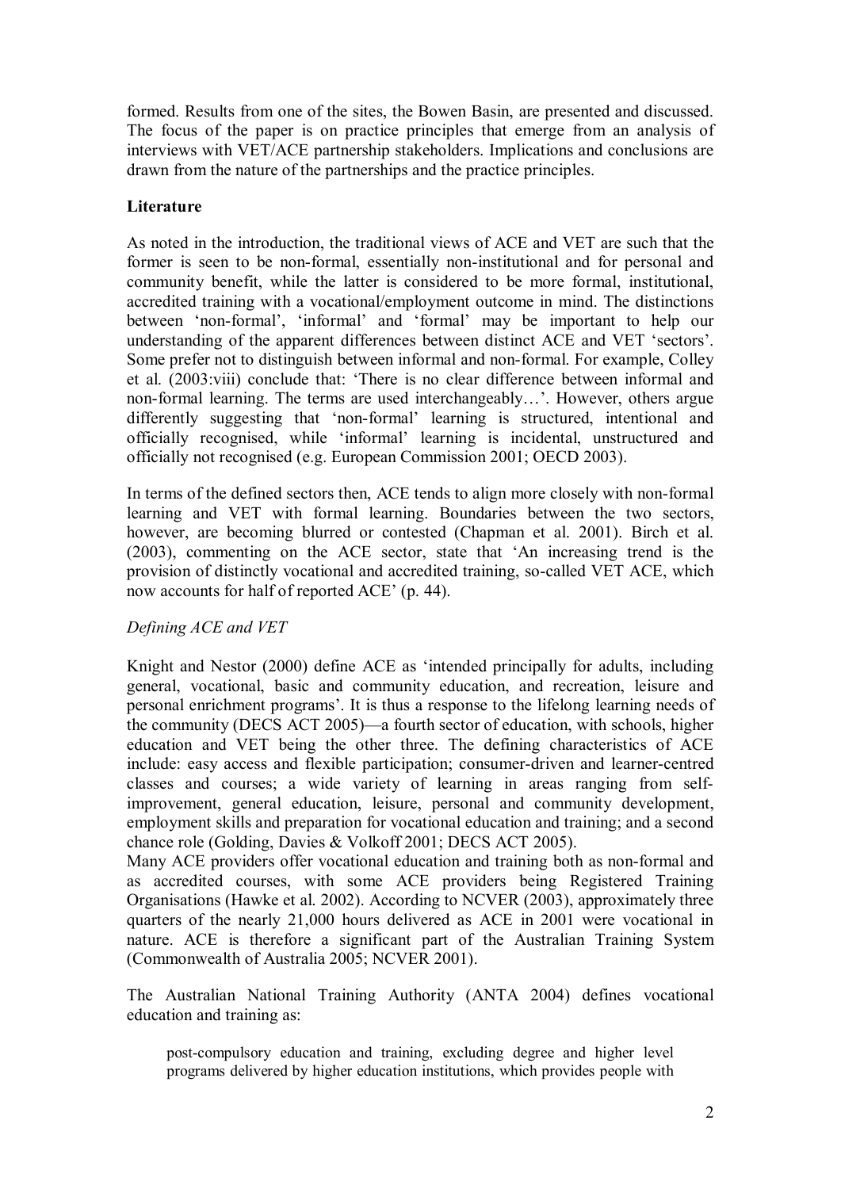formed. Results from one of the sites, the Bowen Basin, are presented and discussed. The focus of the paper is on practice principles that emerge from an analysis of interviews with VET/ACE partnership stakeholders. Implications and conclusions are drawn from the nature of the partnerships and the practice principles.

## Literature

As noted in the introduction, the traditional views of ACE and VET are such that the former is seen to be non-formal, essentially non-institutional and for personal and community benefit, while the latter is considered to be more formal, institutional, accredited training with a vocational/employment outcome in mind. The distinctions between 'non-formal', 'informal' and 'formal' may be important to help our understanding of the apparent differences between distinct ACE and VET 'sectors'. Some prefer not to distinguish between informal and non-formal. For example, Colley et al. (2003:viii) conclude that: 'There is no clear difference between informal and non-formal learning. The terms are used interchangeably…'. However, others argue differently suggesting that 'non-formal' learning is structured, intentional and officially recognised, while 'informal' learning is incidental, unstructured and officially not recognised (e.g. European Commission 2001; OECD 2003).

In terms of the defined sectors then, ACE tends to align more closely with non-formal learning and VET with formal learning. Boundaries between the two sectors, however, are becoming blurred or contested (Chapman et al. 2001). Birch et al. (2003), commenting on the ACE sector, state that 'An increasing trend is the provision of distinctly vocational and accredited training, so-called VET ACE, which now accounts for half of reported ACE' (p. 44).

### *Defining ACE and VET*

Knight and Nestor (2000) define ACE as 'intended principally for adults, including general, vocational, basic and community education, and recreation, leisure and personal enrichment programs'. It is thus a response to the lifelong learning needs of the community (DECS ACT 2005)—a fourth sector of education, with schools, higher education and VET being the other three. The defining characteristics of ACE include: easy access and flexible participation; consumer-driven and learner-centred classes and courses; a wide variety of learning in areas ranging from self-improvement, general education, leisure, personal and community development, employment skills and preparation for vocational education and training; and a second chance role (Golding, Davies & Volkoff 2001; DECS ACT 2005).

Many ACE providers offer vocational education and training both as non-formal and as accredited courses, with some ACE providers being Registered Training Organisations (Hawke et al. 2002). According to NCVER (2003), approximately three quarters of the nearly 21,000 hours delivered as ACE in 2001 were vocational in nature. ACE is therefore a significant part of the Australian Training System (Commonwealth of Australia 2005; NCVER 2001).

The Australian National Training Authority (ANTA 2004) defines vocational education and training as:

> post-compulsory education and training, excluding degree and higher level programs delivered by higher education institutions, which provides people with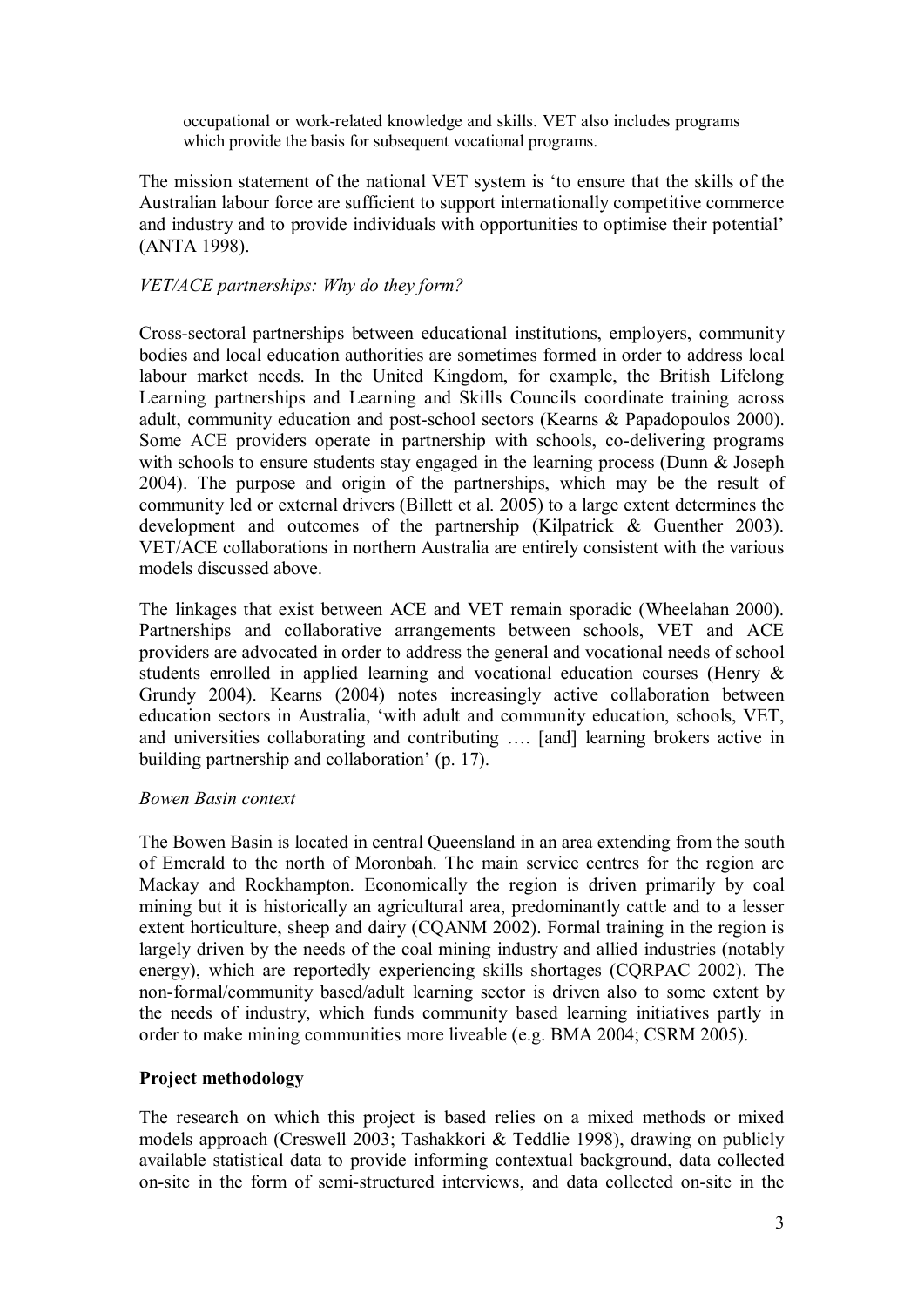> occupational or work-related knowledge and skills. VET also includes programs which provide the basis for subsequent vocational programs.

The mission statement of the national VET system is 'to ensure that the skills of the Australian labour force are sufficient to support internationally competitive commerce and industry and to provide individuals with opportunities to optimise their potential' (ANTA 1998).

*VET/ACE partnerships: Why do they form?*

Cross-sectoral partnerships between educational institutions, employers, community bodies and local education authorities are sometimes formed in order to address local labour market needs. In the United Kingdom, for example, the British Lifelong Learning partnerships and Learning and Skills Councils coordinate training across adult, community education and post-school sectors (Kearns & Papadopoulos 2000). Some ACE providers operate in partnership with schools, co-delivering programs with schools to ensure students stay engaged in the learning process (Dunn & Joseph 2004). The purpose and origin of the partnerships, which may be the result of community led or external drivers (Billett et al. 2005) to a large extent determines the development and outcomes of the partnership (Kilpatrick & Guenther 2003). VET/ACE collaborations in northern Australia are entirely consistent with the various models discussed above.

The linkages that exist between ACE and VET remain sporadic (Wheelahan 2000). Partnerships and collaborative arrangements between schools, VET and ACE providers are advocated in order to address the general and vocational needs of school students enrolled in applied learning and vocational education courses (Henry & Grundy 2004). Kearns (2004) notes increasingly active collaboration between education sectors in Australia, 'with adult and community education, schools, VET, and universities collaborating and contributing …. [and] learning brokers active in building partnership and collaboration' (p. 17).

*Bowen Basin context*

The Bowen Basin is located in central Queensland in an area extending from the south of Emerald to the north of Moronbah. The main service centres for the region are Mackay and Rockhampton. Economically the region is driven primarily by coal mining but it is historically an agricultural area, predominantly cattle and to a lesser extent horticulture, sheep and dairy (CQANM 2002). Formal training in the region is largely driven by the needs of the coal mining industry and allied industries (notably energy), which are reportedly experiencing skills shortages (CQRPAC 2002). The non-formal/community based/adult learning sector is driven also to some extent by the needs of industry, which funds community based learning initiatives partly in order to make mining communities more liveable (e.g. BMA 2004; CSRM 2005).

## Project methodology

The research on which this project is based relies on a mixed methods or mixed models approach (Creswell 2003; Tashakkori & Teddlie 1998), drawing on publicly available statistical data to provide informing contextual background, data collected on-site in the form of semi-structured interviews, and data collected on-site in the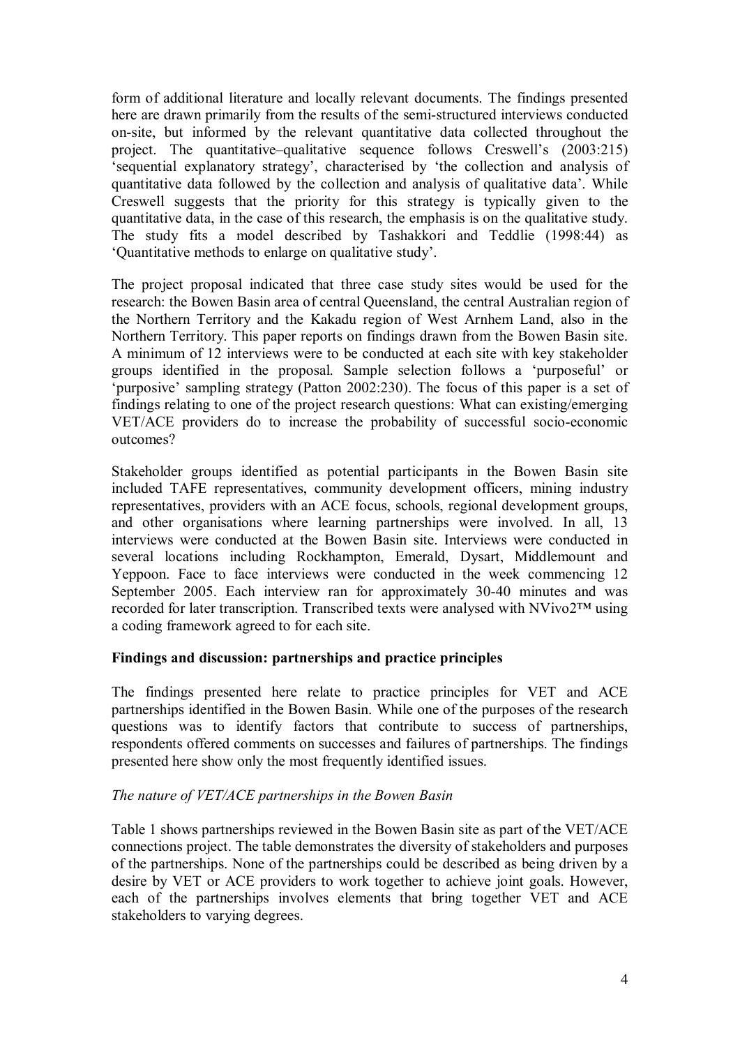form of additional literature and locally relevant documents. The findings presented here are drawn primarily from the results of the semi-structured interviews conducted on-site, but informed by the relevant quantitative data collected throughout the project. The quantitative–qualitative sequence follows Creswell's (2003:215) 'sequential explanatory strategy', characterised by 'the collection and analysis of quantitative data followed by the collection and analysis of qualitative data'. While Creswell suggests that the priority for this strategy is typically given to the quantitative data, in the case of this research, the emphasis is on the qualitative study. The study fits a model described by Tashakkori and Teddlie (1998:44) as 'Quantitative methods to enlarge on qualitative study'.

The project proposal indicated that three case study sites would be used for the research: the Bowen Basin area of central Queensland, the central Australian region of the Northern Territory and the Kakadu region of West Arnhem Land, also in the Northern Territory. This paper reports on findings drawn from the Bowen Basin site. A minimum of 12 interviews were to be conducted at each site with key stakeholder groups identified in the proposal. Sample selection follows a 'purposeful' or 'purposive' sampling strategy (Patton 2002:230). The focus of this paper is a set of findings relating to one of the project research questions: What can existing/emerging VET/ACE providers do to increase the probability of successful socio-economic outcomes?

Stakeholder groups identified as potential participants in the Bowen Basin site included TAFE representatives, community development officers, mining industry representatives, providers with an ACE focus, schools, regional development groups, and other organisations where learning partnerships were involved. In all, 13 interviews were conducted at the Bowen Basin site. Interviews were conducted in several locations including Rockhampton, Emerald, Dysart, Middlemount and Yeppoon. Face to face interviews were conducted in the week commencing 12 September 2005. Each interview ran for approximately 30-40 minutes and was recorded for later transcription. Transcribed texts were analysed with NVivo2™ using a coding framework agreed to for each site.

## Findings and discussion: partnerships and practice principles

The findings presented here relate to practice principles for VET and ACE partnerships identified in the Bowen Basin. While one of the purposes of the research questions was to identify factors that contribute to success of partnerships, respondents offered comments on successes and failures of partnerships. The findings presented here show only the most frequently identified issues.

### *The nature of VET/ACE partnerships in the Bowen Basin*

Table 1 shows partnerships reviewed in the Bowen Basin site as part of the VET/ACE connections project. The table demonstrates the diversity of stakeholders and purposes of the partnerships. None of the partnerships could be described as being driven by a desire by VET or ACE providers to work together to achieve joint goals. However, each of the partnerships involves elements that bring together VET and ACE stakeholders to varying degrees.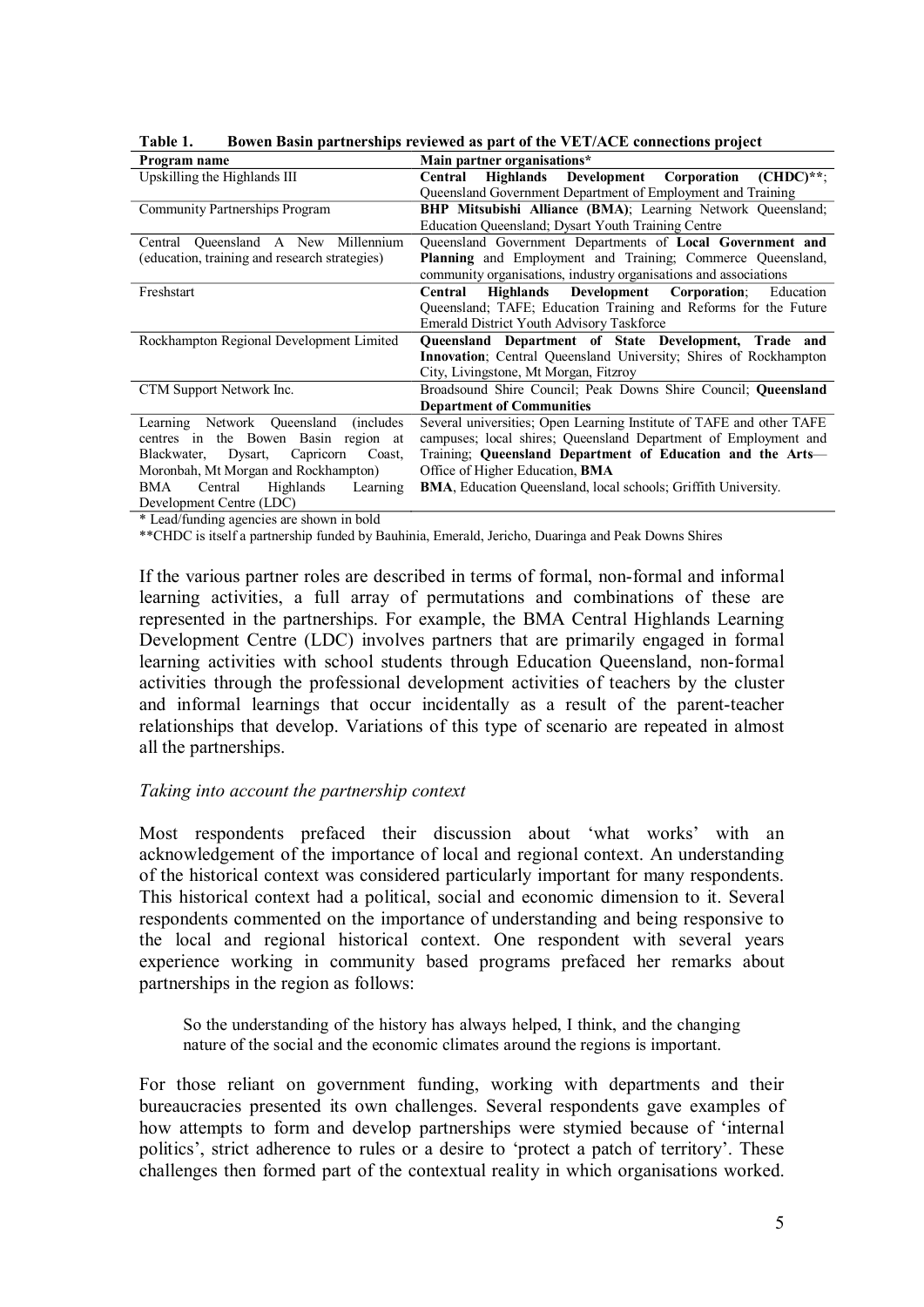**Table 1. Bowen Basin partnerships reviewed as part of the VET/ACE connections project**

| Program name | Main partner organisations* |
|---|---|
| Upskilling the Highlands III | **Central Highlands Development Corporation (CHDC)****; Queensland Government Department of Employment and Training |
| Community Partnerships Program | **BHP Mitsubishi Alliance (BMA)**; Learning Network Queensland; Education Queensland; Dysart Youth Training Centre |
| Central Queensland A New Millennium (education, training and research strategies) | Queensland Government Departments of **Local Government and Planning** and Employment and Training; Commerce Queensland, community organisations, industry training organisations and associations |
| Freshstart | **Central Highlands Development Corporation**; Education Queensland; TAFE; Education Training and Reforms for the Future Emerald District Youth Advisory Taskforce |
| Rockhampton Regional Development Limited | **Queensland Department of State Development, Trade and Innovation**; Central Queensland University; Shires of Rockhampton City, Livingstone, Mt Morgan, Fitzroy |
| CTM Support Network Inc. | Broadsound Shire Council; Peak Downs Shire Council; **Queensland Department of Communities** |
| Learning Network Queensland (includes centres in the Bowen Basin region at Blackwater, Dysart, Capricorn Coast, Moronbah, Mt Morgan and Rockhampton) | Several universities; Open Learning Institute of TAFE and other TAFE campuses; local shires; Queensland Department of Employment and Training; **Queensland Department of Education and the Arts**—Office of Higher Education, **BMA** |
| BMA Central Highlands Learning Development Centre (LDC) | **BMA**, Education Queensland, local schools; Griffith University. |

\* Lead/funding agencies are shown in bold

**CHDC is itself a partnership funded by Bauhinia, Emerald, Jericho, Duaringa and Peak Downs Shires

If the various partner roles are described in terms of formal, non-formal and informal learning activities, a full array of permutations and combinations of these are represented in the partnerships. For example, the BMA Central Highlands Learning Development Centre (LDC) involves partners that are primarily engaged in formal learning activities with school students through Education Queensland, non-formal activities through the professional development activities of teachers by the cluster and informal learnings that occur incidentally as a result of the parent-teacher relationships that develop. Variations of this type of scenario are repeated in almost all the partnerships.

*Taking into account the partnership context*

Most respondents prefaced their discussion about 'what works' with an acknowledgement of the importance of local and regional context. An understanding of the historical context was considered particularly important for many respondents. This historical context had a political, social and economic dimension to it. Several respondents commented on the importance of understanding and being responsive to the local and regional historical context. One respondent with several years experience working in community based programs prefaced her remarks about partnerships in the region as follows:

> So the understanding of the history has always helped, I think, and the changing nature of the social and the economic climates around the regions is important.

For those reliant on government funding, working with departments and their bureaucracies presented its own challenges. Several respondents gave examples of how attempts to form and develop partnerships were stymied because of 'internal politics', strict adherence to rules or a desire to 'protect a patch of territory'. These challenges then formed part of the contextual reality in which organisations worked.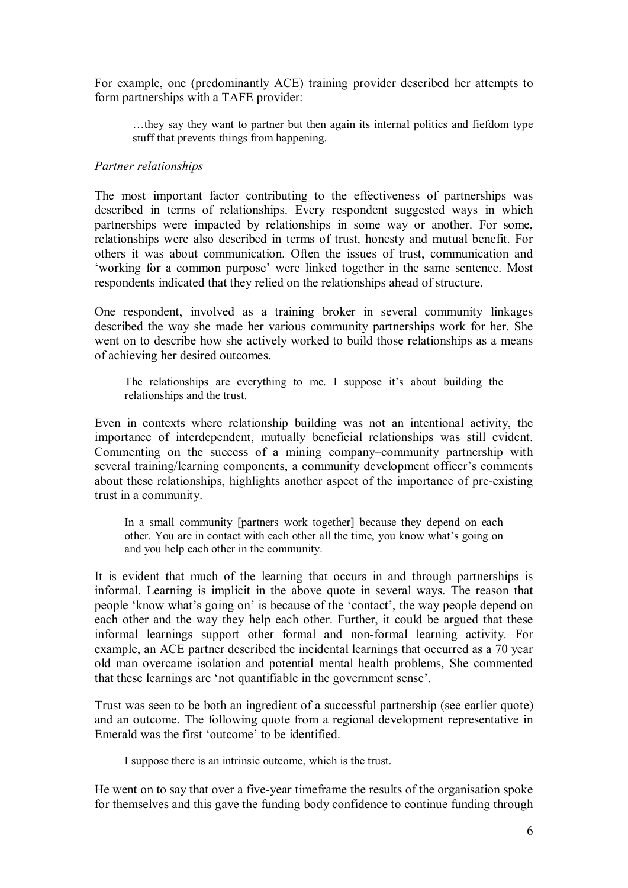For example, one (predominantly ACE) training provider described her attempts to form partnerships with a TAFE provider:

> …they say they want to partner but then again its internal politics and fiefdom type stuff that prevents things from happening.

*Partner relationships*

The most important factor contributing to the effectiveness of partnerships was described in terms of relationships. Every respondent suggested ways in which partnerships were impacted by relationships in some way or another. For some, relationships were also described in terms of trust, honesty and mutual benefit. For others it was about communication. Often the issues of trust, communication and 'working for a common purpose' were linked together in the same sentence. Most respondents indicated that they relied on the relationships ahead of structure.

One respondent, involved as a training broker in several community linkages described the way she made her various community partnerships work for her. She went on to describe how she actively worked to build those relationships as a means of achieving her desired outcomes.

> The relationships are everything to me. I suppose it's about building the relationships and the trust.

Even in contexts where relationship building was not an intentional activity, the importance of interdependent, mutually beneficial relationships was still evident. Commenting on the success of a mining company–community partnership with several training/learning components, a community development officer's comments about these relationships, highlights another aspect of the importance of pre-existing trust in a community.

> In a small community [partners work together] because they depend on each other. You are in contact with each other all the time, you know what's going on and you help each other in the community.

It is evident that much of the learning that occurs in and through partnerships is informal. Learning is implicit in the above quote in several ways. The reason that people 'know what's going on' is because of the 'contact', the way people depend on each other and the way they help each other. Further, it could be argued that these informal learnings support other formal and non-formal learning activity. For example, an ACE partner described the incidental learnings that occurred as a 70 year old man overcame isolation and potential mental health problems, She commented that these learnings are 'not quantifiable in the government sense'.

Trust was seen to be both an ingredient of a successful partnership (see earlier quote) and an outcome. The following quote from a regional development representative in Emerald was the first 'outcome' to be identified.

> I suppose there is an intrinsic outcome, which is the trust.

He went on to say that over a five-year timeframe the results of the organisation spoke for themselves and this gave the funding body confidence to continue funding through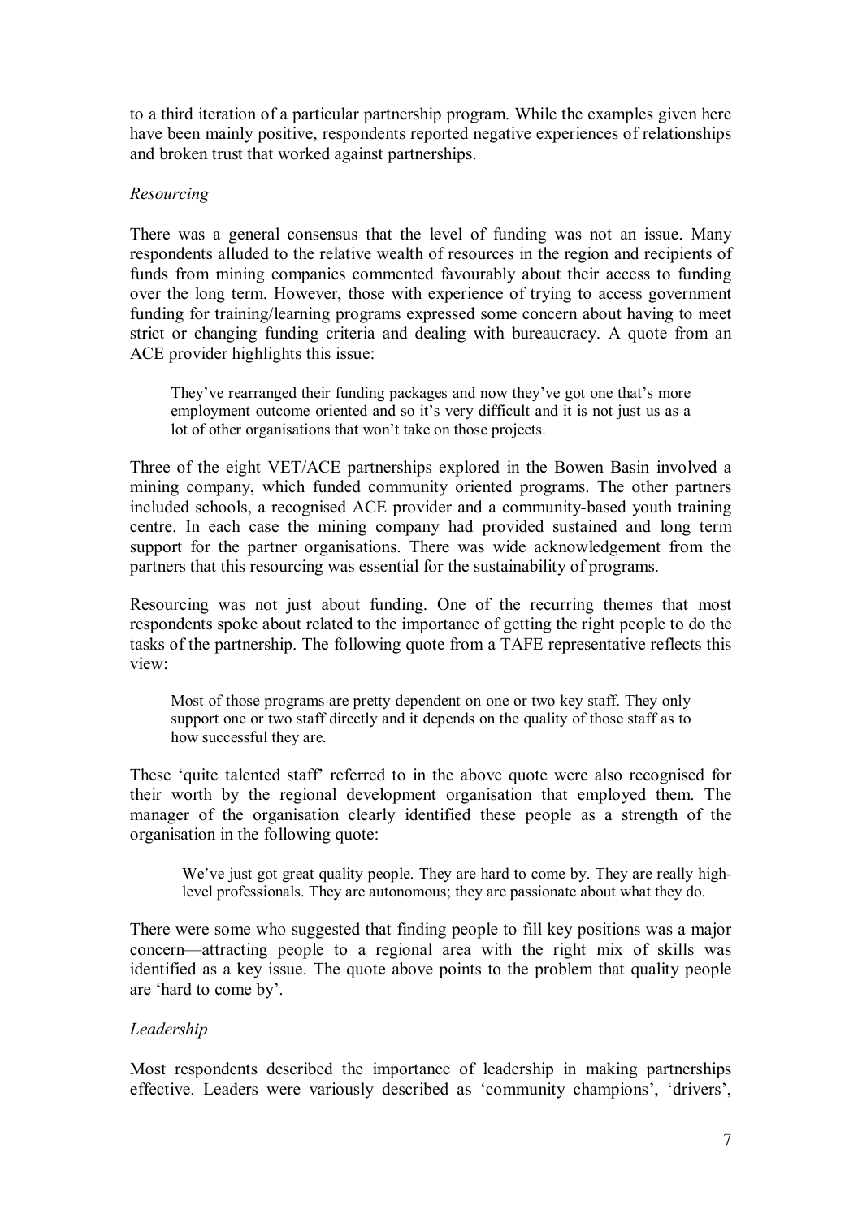to a third iteration of a particular partnership program. While the examples given here have been mainly positive, respondents reported negative experiences of relationships and broken trust that worked against partnerships.

### *Resourcing*

There was a general consensus that the level of funding was not an issue. Many respondents alluded to the relative wealth of resources in the region and recipients of funds from mining companies commented favourably about their access to funding over the long term. However, those with experience of trying to access government funding for training/learning programs expressed some concern about having to meet strict or changing funding criteria and dealing with bureaucracy. A quote from an ACE provider highlights this issue:

> They've rearranged their funding packages and now they've got one that's more employment outcome oriented and so it's very difficult and it is not just us as a lot of other organisations that won't take on those projects.

Three of the eight VET/ACE partnerships explored in the Bowen Basin involved a mining company, which funded community oriented programs. The other partners included schools, a recognised ACE provider and a community-based youth training centre. In each case the mining company had provided sustained and long term support for the partner organisations. There was wide acknowledgement from the partners that this resourcing was essential for the sustainability of programs.

Resourcing was not just about funding. One of the recurring themes that most respondents spoke about related to the importance of getting the right people to do the tasks of the partnership. The following quote from a TAFE representative reflects this view:

> Most of those programs are pretty dependent on one or two key staff. They only support one or two staff directly and it depends on the quality of those staff as to how successful they are.

These 'quite talented staff' referred to in the above quote were also recognised for their worth by the regional development organisation that employed them. The manager of the organisation clearly identified these people as a strength of the organisation in the following quote:

> We've just got great quality people. They are hard to come by. They are really high-level professionals. They are autonomous; they are passionate about what they do.

There were some who suggested that finding people to fill key positions was a major concern—attracting people to a regional area with the right mix of skills was identified as a key issue. The quote above points to the problem that quality people are 'hard to come by'.

### *Leadership*

Most respondents described the importance of leadership in making partnerships effective. Leaders were variously described as 'community champions', 'drivers',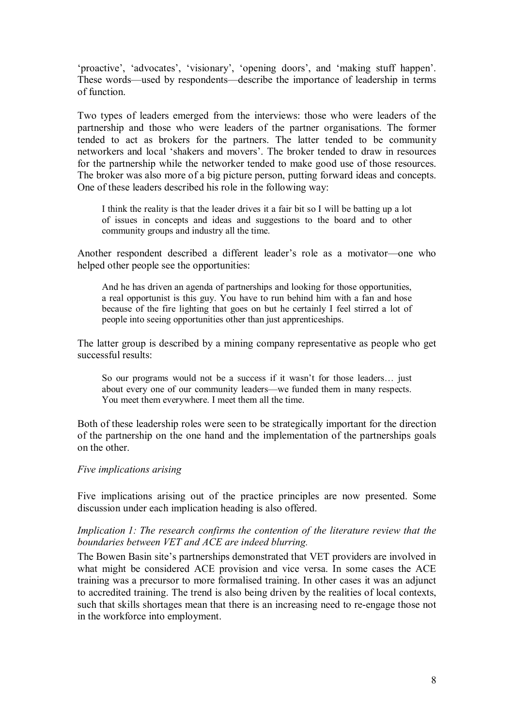'proactive', 'advocates', 'visionary', 'opening doors', and 'making stuff happen'. These words—used by respondents—describe the importance of leadership in terms of function.

Two types of leaders emerged from the interviews: those who were leaders of the partnership and those who were leaders of the partner organisations. The former tended to act as brokers for the partners. The latter tended to be community networkers and local 'shakers and movers'. The broker tended to draw in resources for the partnership while the networker tended to make good use of those resources. The broker was also more of a big picture person, putting forward ideas and concepts. One of these leaders described his role in the following way:

> I think the reality is that the leader drives it a fair bit so I will be batting up a lot of issues in concepts and ideas and suggestions to the board and to other community groups and industry all the time.

Another respondent described a different leader's role as a motivator—one who helped other people see the opportunities:

> And he has driven an agenda of partnerships and looking for those opportunities, a real opportunist is this guy. You have to run behind him with a fan and hose because of the fire lighting that goes on but he certainly I feel stirred a lot of people into seeing opportunities other than just apprenticeships.

The latter group is described by a mining company representative as people who get successful results:

> So our programs would not be a success if it wasn't for those leaders… just about every one of our community leaders—we funded them in many respects. You meet them everywhere. I meet them all the time.

Both of these leadership roles were seen to be strategically important for the direction of the partnership on the one hand and the implementation of the partnerships goals on the other.

*Five implications arising*

Five implications arising out of the practice principles are now presented. Some discussion under each implication heading is also offered.

*Implication 1: The research confirms the contention of the literature review that the boundaries between VET and ACE are indeed blurring.*

The Bowen Basin site's partnerships demonstrated that VET providers are involved in what might be considered ACE provision and vice versa. In some cases the ACE training was a precursor to more formalised training. In other cases it was an adjunct to accredited training. The trend is also being driven by the realities of local contexts, such that skills shortages mean that there is an increasing need to re-engage those not in the workforce into employment.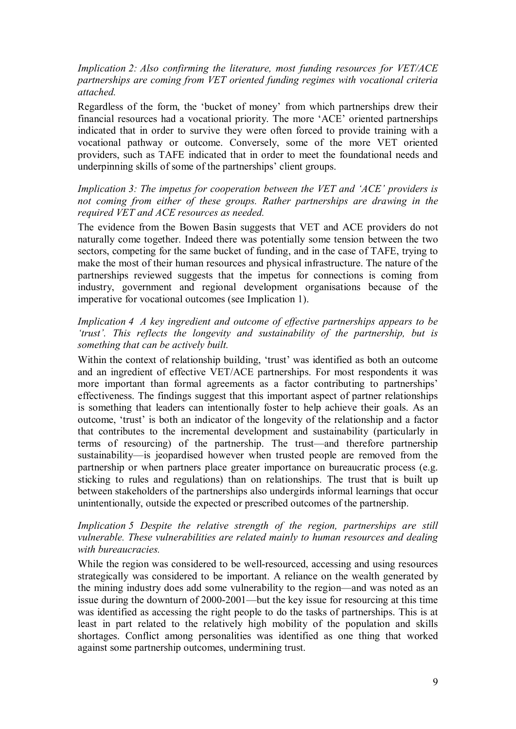*Implication 2: Also confirming the literature, most funding resources for VET/ACE partnerships are coming from VET oriented funding regimes with vocational criteria attached.*

Regardless of the form, the 'bucket of money' from which partnerships drew their financial resources had a vocational priority. The more 'ACE' oriented partnerships indicated that in order to survive they were often forced to provide training with a vocational pathway or outcome. Conversely, some of the more VET oriented providers, such as TAFE indicated that in order to meet the foundational needs and underpinning skills of some of the partnerships' client groups.

*Implication 3: The impetus for cooperation between the VET and 'ACE' providers is not coming from either of these groups. Rather partnerships are drawing in the required VET and ACE resources as needed.*

The evidence from the Bowen Basin suggests that VET and ACE providers do not naturally come together. Indeed there was potentially some tension between the two sectors, competing for the same bucket of funding, and in the case of TAFE, trying to make the most of their human resources and physical infrastructure. The nature of the partnerships reviewed suggests that the impetus for connections is coming from industry, government and regional development organisations because of the imperative for vocational outcomes (see Implication 1).

*Implication 4 A key ingredient and outcome of effective partnerships appears to be 'trust'. This reflects the longevity and sustainability of the partnership, but is something that can be actively built.*

Within the context of relationship building, 'trust' was identified as both an outcome and an ingredient of effective VET/ACE partnerships. For most respondents it was more important than formal agreements as a factor contributing to partnerships' effectiveness. The findings suggest that this important aspect of partner relationships is something that leaders can intentionally foster to help achieve their goals. As an outcome, 'trust' is both an indicator of the longevity of the relationship and a factor that contributes to the incremental development and sustainability (particularly in terms of resourcing) of the partnership. The trust—and therefore partnership sustainability—is jeopardised however when trusted people are removed from the partnership or when partners place greater importance on bureaucratic process (e.g. sticking to rules and regulations) than on relationships. The trust that is built up between stakeholders of the partnerships also undergirds informal learnings that occur unintentionally, outside the expected or prescribed outcomes of the partnership.

*Implication 5 Despite the relative strength of the region, partnerships are still vulnerable. These vulnerabilities are related mainly to human resources and dealing with bureaucracies.*

While the region was considered to be well-resourced, accessing and using resources strategically was considered to be important. A reliance on the wealth generated by the mining industry does add some vulnerability to the region—and was noted as an issue during the downturn of 2000-2001—but the key issue for resourcing at this time was identified as accessing the right people to do the tasks of partnerships. This is at least in part related to the relatively high mobility of the population and skills shortages. Conflict among personalities was identified as one thing that worked against some partnership outcomes, undermining trust.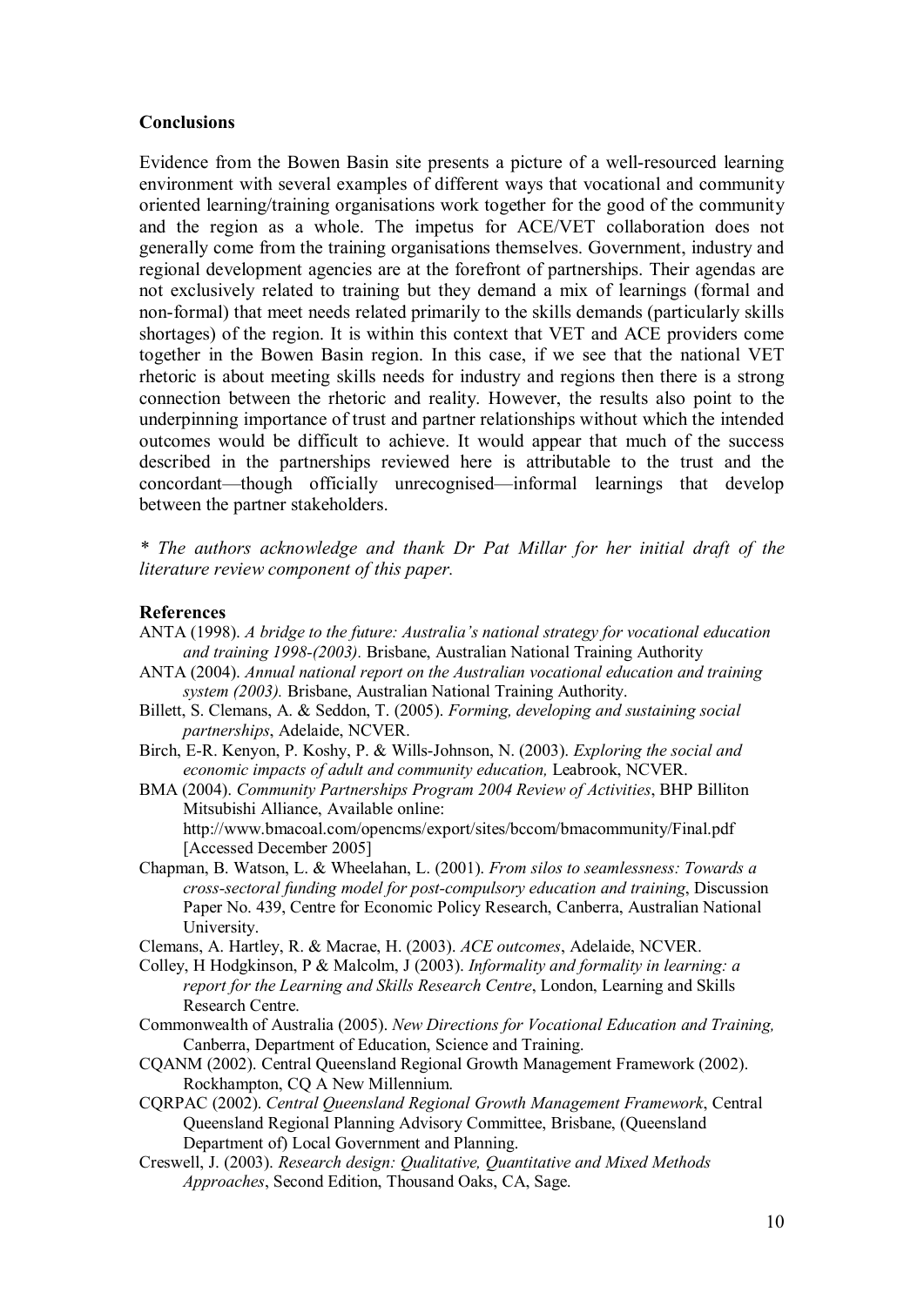## Conclusions

Evidence from the Bowen Basin site presents a picture of a well-resourced learning environment with several examples of different ways that vocational and community oriented learning/training organisations work together for the good of the community and the region as a whole. The impetus for ACE/VET collaboration does not generally come from the training organisations themselves. Government, industry and regional development agencies are at the forefront of partnerships. Their agendas are not exclusively related to training but they demand a mix of learnings (formal and non-formal) that meet needs related primarily to the skills demands (particularly skills shortages) of the region. It is within this context that VET and ACE providers come together in the Bowen Basin region. In this case, if we see that the national VET rhetoric is about meeting skills needs for industry and regions then there is a strong connection between the rhetoric and reality. However, the results also point to the underpinning importance of trust and partner relationships without which the intended outcomes would be difficult to achieve. It would appear that much of the success described in the partnerships reviewed here is attributable to the trust and the concordant—though officially unrecognised—informal learnings that develop between the partner stakeholders.

*\* The authors acknowledge and thank Dr Pat Millar for her initial draft of the literature review component of this paper.*

## References

ANTA (1998). *A bridge to the future: Australia's national strategy for vocational education and training 1998-(2003).* Brisbane, Australian National Training Authority

ANTA (2004). *Annual national report on the Australian vocational education and training system (2003).* Brisbane, Australian National Training Authority.

Billett, S. Clemans, A. & Seddon, T. (2005). *Forming, developing and sustaining social partnerships*, Adelaide, NCVER.

Birch, E-R. Kenyon, P. Koshy, P. & Wills-Johnson, N. (2003). *Exploring the social and economic impacts of adult and community education,* Leabrook, NCVER.

BMA (2004). *Community Partnerships Program 2004 Review of Activities*, BHP Billiton Mitsubishi Alliance, Available online: http://www.bmacoal.com/opencms/export/sites/bccom/bmacommunity/Final.pdf [Accessed December 2005]

Chapman, B. Watson, L. & Wheelahan, L. (2001). *From silos to seamlessness: Towards a cross-sectoral funding model for post-compulsory education and training*, Discussion Paper No. 439, Centre for Economic Policy Research, Canberra, Australian National University.

Clemans, A. Hartley, R. & Macrae, H. (2003). *ACE outcomes*, Adelaide, NCVER.

Colley, H Hodgkinson, P & Malcolm, J (2003). *Informality and formality in learning: a report for the Learning and Skills Research Centre*, London, Learning and Skills Research Centre.

Commonwealth of Australia (2005). *New Directions for Vocational Education and Training,* Canberra, Department of Education, Science and Training.

CQANM (2002). Central Queensland Regional Growth Management Framework (2002). Rockhampton, CQ A New Millennium.

CQRPAC (2002). *Central Queensland Regional Growth Management Framework*, Central Queensland Regional Planning Advisory Committee, Brisbane, (Queensland Department of) Local Government and Planning.

Creswell, J. (2003). *Research design: Qualitative, Quantitative and Mixed Methods Approaches*, Second Edition, Thousand Oaks, CA, Sage.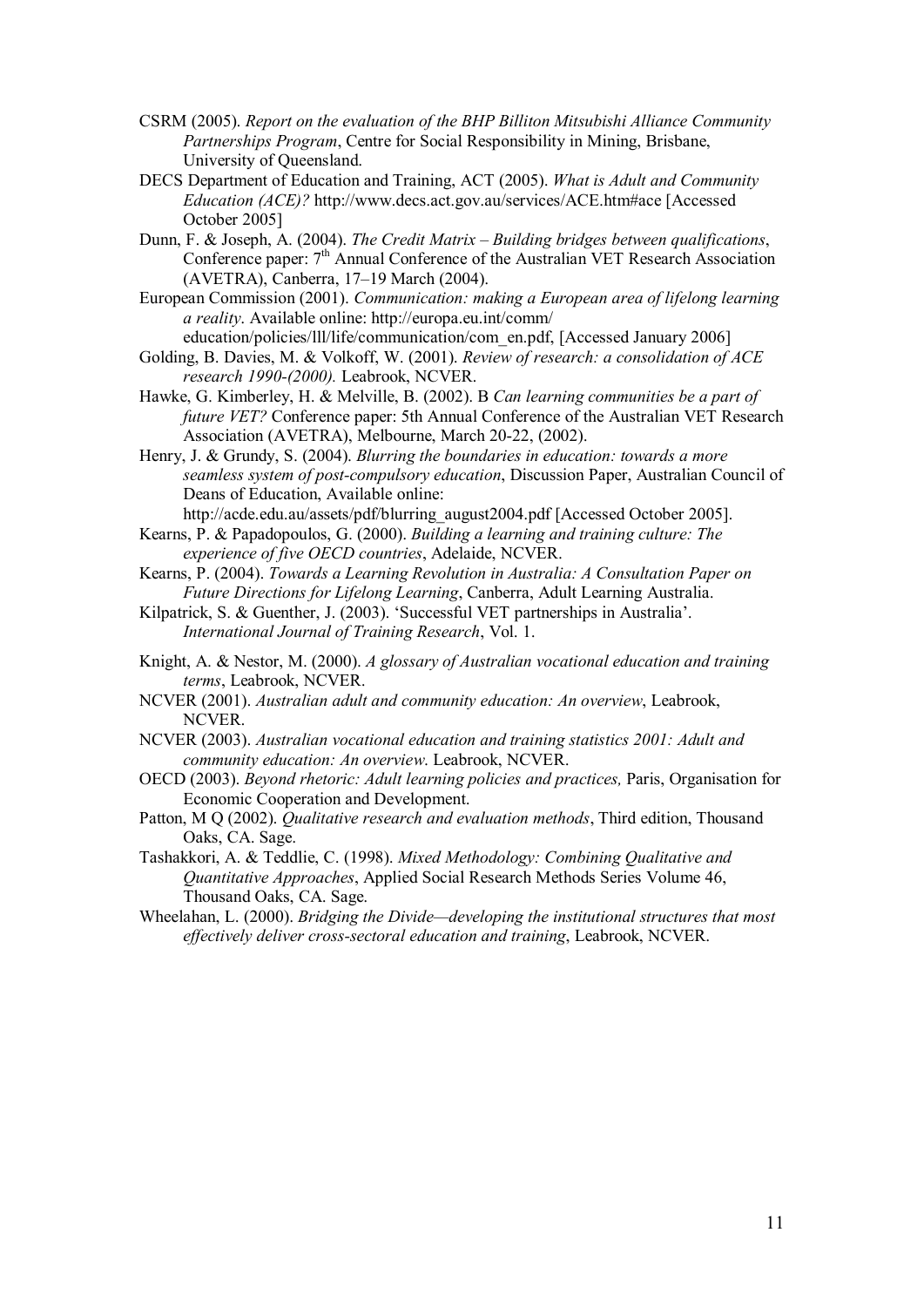CSRM (2005). *Report on the evaluation of the BHP Billiton Mitsubishi Alliance Community Partnerships Program*, Centre for Social Responsibility in Mining, Brisbane, University of Queensland.

DECS Department of Education and Training, ACT (2005). *What is Adult and Community Education (ACE)?* http://www.decs.act.gov.au/services/ACE.htm#ace [Accessed October 2005]

Dunn, F. & Joseph, A. (2004). *The Credit Matrix – Building bridges between qualifications*, Conference paper: 7th Annual Conference of the Australian VET Research Association (AVETRA), Canberra, 17–19 March (2004).

European Commission (2001). *Communication: making a European area of lifelong learning a reality*. Available online: http://europa.eu.int/comm/education/policies/lll/life/communication/com_en.pdf, [Accessed January 2006]

Golding, B. Davies, M. & Volkoff, W. (2001). *Review of research: a consolidation of ACE research 1990-(2000).* Leabrook, NCVER.

Hawke, G. Kimberley, H. & Melville, B. (2002). B *Can learning communities be a part of future VET?* Conference paper: 5th Annual Conference of the Australian VET Research Association (AVETRA), Melbourne, March 20-22, (2002).

Henry, J. & Grundy, S. (2004). *Blurring the boundaries in education: towards a more seamless system of post-compulsory education*, Discussion Paper, Australian Council of Deans of Education, Available online: http://acde.edu.au/assets/pdf/blurring_august2004.pdf [Accessed October 2005].

Kearns, P. & Papadopoulos, G. (2000). *Building a learning and training culture: The experience of five OECD countries*, Adelaide, NCVER.

Kearns, P. (2004). *Towards a Learning Revolution in Australia: A Consultation Paper on Future Directions for Lifelong Learning*, Canberra, Adult Learning Australia.

Kilpatrick, S. & Guenther, J. (2003). 'Successful VET partnerships in Australia'. *International Journal of Training Research*, Vol. 1.

Knight, A. & Nestor, M. (2000). *A glossary of Australian vocational education and training terms*, Leabrook, NCVER.

NCVER (2001). *Australian adult and community education: An overview*, Leabrook, NCVER.

NCVER (2003). *Australian vocational education and training statistics 2001: Adult and community education: An overview*. Leabrook, NCVER.

OECD (2003). *Beyond rhetoric: Adult learning policies and practices,* Paris, Organisation for Economic Cooperation and Development.

Patton, M Q (2002). *Qualitative research and evaluation methods*, Third edition, Thousand Oaks, CA. Sage.

Tashakkori, A. & Teddlie, C. (1998). *Mixed Methodology: Combining Qualitative and Quantitative Approaches*, Applied Social Research Methods Series Volume 46, Thousand Oaks, CA. Sage.

Wheelahan, L. (2000). *Bridging the Divide—developing the institutional structures that most effectively deliver cross-sectoral education and training*, Leabrook, NCVER.